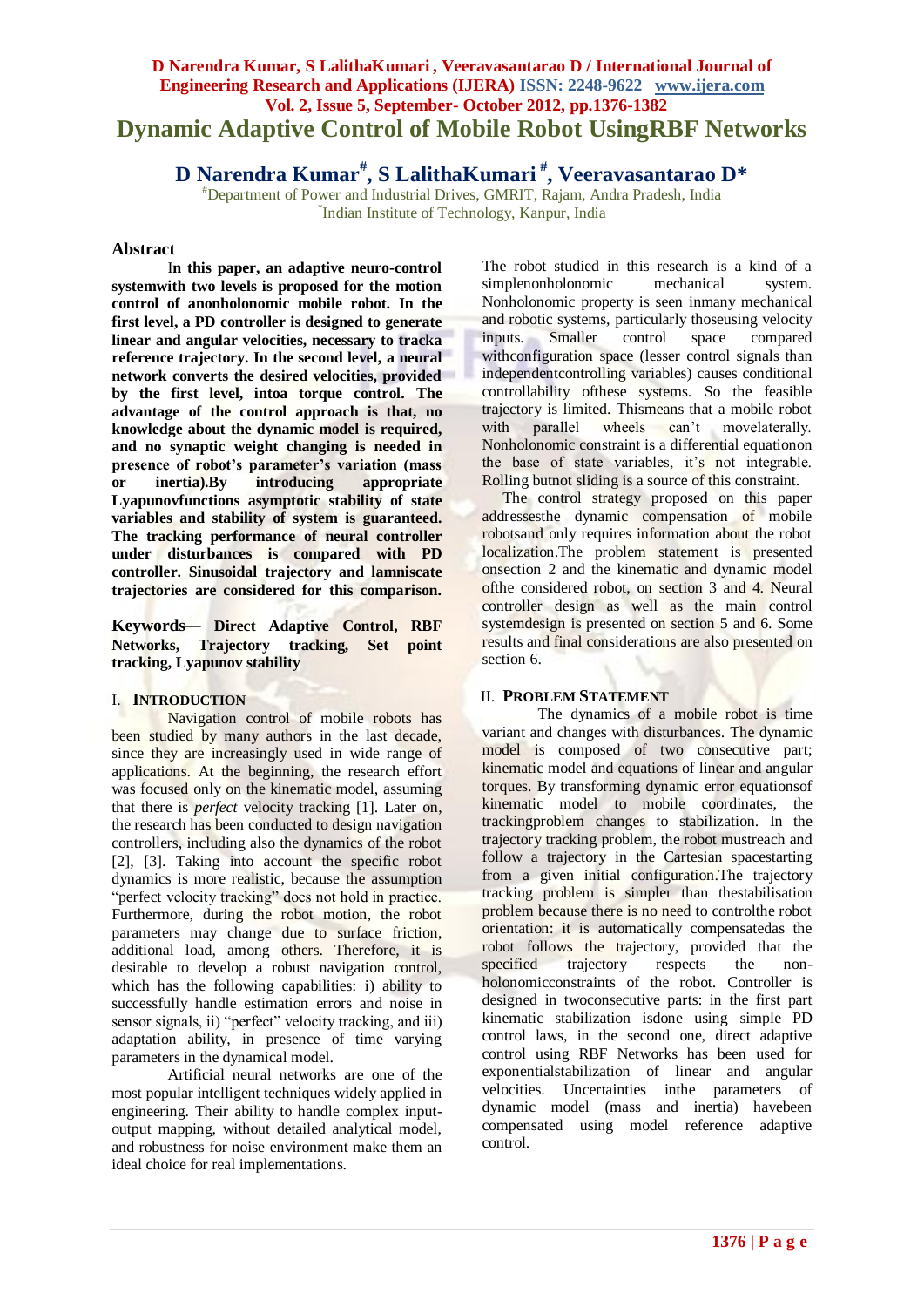# Dynamic Adaptive Control of Mobile Robot UsingRBF Networks

**D Narendra Kumar[#], S LalithaKumari [#], Veeravasantarao D***

[#]Department of Power and Industrial Drives, GMRIT, Rajam, Andra Pradesh, India
[*]Indian Institute of Technology, Kanpur, India

## Abstract

**In this paper, an adaptive neuro-control systemwith two levels is proposed for the motion control of anonholonomic mobile robot. In the first level, a PD controller is designed to generate linear and angular velocities, necessary to tracka reference trajectory. In the second level, a neural network converts the desired velocities, provided by the first level, intoa torque control. The advantage of the control approach is that, no knowledge about the dynamic model is required, and no synaptic weight changing is needed in presence of robot's parameter's variation (mass or inertia).By introducing appropriate Lyapunovfunctions asymptotic stability of state variables and stability of system is guaranteed. The tracking performance of neural controller under disturbances is compared with PD controller. Sinusoidal trajectory and lamniscate trajectories are considered for this comparison.**

**Keywords**— **Direct Adaptive Control, RBF Networks, Trajectory tracking, Set point tracking, Lyapunov stability**

## I. Introduction

Navigation control of mobile robots has been studied by many authors in the last decade, since they are increasingly used in wide range of applications. At the beginning, the research effort was focused only on the kinematic model, assuming that there is *perfect* velocity tracking [1]. Later on, the research has been conducted to design navigation controllers, including also the dynamics of the robot [2], [3]. Taking into account the specific robot dynamics is more realistic, because the assumption "perfect velocity tracking" does not hold in practice. Furthermore, during the robot motion, the robot parameters may change due to surface friction, additional load, among others. Therefore, it is desirable to develop a robust navigation control, which has the following capabilities: i) ability to successfully handle estimation errors and noise in sensor signals, ii) "perfect" velocity tracking, and iii) adaptation ability, in presence of time varying parameters in the dynamical model.

Artificial neural networks are one of the most popular intelligent techniques widely applied in engineering. Their ability to handle complex input-output mapping, without detailed analytical model, and robustness for noise environment make them an ideal choice for real implementations.

The robot studied in this research is a kind of a simplenonholonomic mechanical system. Nonholonomic property is seen inmany mechanical and robotic systems, particularly thoseusing velocity inputs. Smaller control space compared withconfiguration space (lesser control signals than independentcontrolling variables) causes conditional controllability ofthese systems. So the feasible trajectory is limited. Thismeans that a mobile robot with parallel wheels can't movelaterally. Nonholonomic constraint is a differential equationon the base of state variables, it's not integrable. Rolling butnot sliding is a source of this constraint.

The control strategy proposed on this paper addressesthe dynamic compensation of mobile robotsand only requires information about the robot localization.The problem statement is presented onsection 2 and the kinematic and dynamic model ofthe considered robot, on section 3 and 4. Neural controller design as well as the main control systemdesign is presented on section 5 and 6. Some results and final considerations are also presented on section 6.

## II. Problem Statement

The dynamics of a mobile robot is time variant and changes with disturbances. The dynamic model is composed of two consecutive part; kinematic model and equations of linear and angular torques. By transforming dynamic error equationsof kinematic model to mobile coordinates, the trackingproblem changes to stabilization. In the trajectory tracking problem, the robot mustreach and follow a trajectory in the Cartesian spacestarting from a given initial configuration.The trajectory tracking problem is simpler than thestabilisation problem because there is no need to controlthe robot orientation: it is automatically compensatedas the robot follows the trajectory, provided that the specified trajectory respects the non-holonomicconstraints of the robot. Controller is designed in twoconsecutive parts: in the first part kinematic stabilization isdone using simple PD control laws, in the second one, direct adaptive control using RBF Networks has been used for exponentialstabilization of linear and angular velocities. Uncertainties inthe parameters of dynamic model (mass and inertia) havebeen compensated using model reference adaptive control.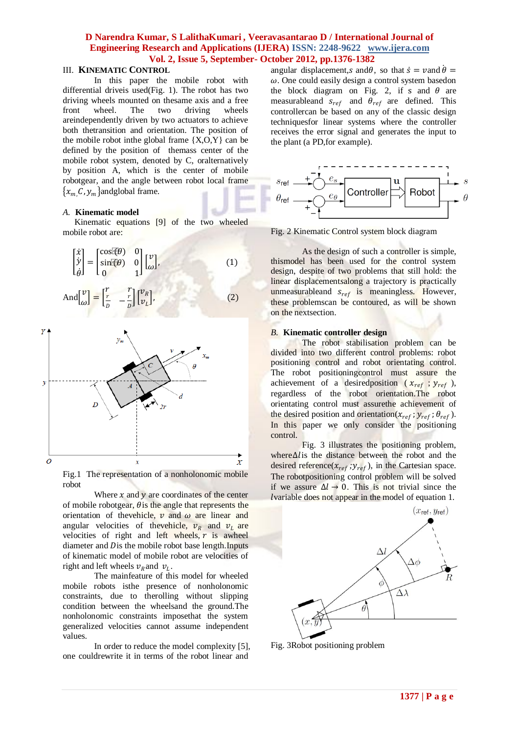## III. KINEMATIC CONTROL

In this paper the mobile robot with differential driveis used(Fig. 1). The robot has two driving wheels mounted on thesame axis and a free front wheel. The two driving wheels areindependently driven by two actuators to achieve both thetransition and orientation. The position of the mobile robot inthe global frame {X,O,Y} can be defined by the position of themass center of the mobile robot system, denoted by C, oralternatively by position A, which is the center of mobile robotgear, and the angle between robot local frame $\{x_m, C, y_m\}$andglobal frame.

### A. Kinematic model

Kinematic equations [9] of the two wheeled mobile robot are:

$$\begin{bmatrix} \dot{x} \\ \dot{y} \\ \dot{\theta} \end{bmatrix} = \begin{bmatrix} \cos(\theta) & 0 \\ \sin(\theta) & 0 \\ 0 & 1 \end{bmatrix} \begin{bmatrix} v \\ \omega \end{bmatrix}, \tag{1}$$

$$\text{And} \begin{bmatrix} v \\ \omega \end{bmatrix} = \begin{bmatrix} \frac{r}{2} & \frac{r}{2} \\ \frac{r}{D} & -\frac{r}{D} \end{bmatrix} \begin{bmatrix} v_R \\ v_L \end{bmatrix}, \tag{2}$$

Fig.1 The representation of a nonholonomic mobile robot

Where $x$ and $y$ are coordinates of the center of mobile robotgear, $\theta$is the angle that represents the orientation of thevehicle, $v$ and $\omega$ are linear and angular velocities of thevehicle, $v_R$ and $v_L$ are velocities of right and left wheels, $r$ is awheel diameter and $D$is the mobile robot base length.Inputs of kinematic model of mobile robot are velocities of right and left wheels $v_R$and $v_L$.

The mainfeature of this model for wheeled mobile robots isthe presence of nonholonomic constraints, due to therolling without slipping condition between the wheelsand the ground.The nonholonomic constraints imposethat the system generalized velocities cannot assume independent values.

In order to reduce the model complexity [5], one couldrewrite it in terms of the robot linear and angular displacement,$s$ and$\theta$, so that $\dot{s} = v$and $\dot{\theta} = \omega$. One could easily design a control system basedon the block diagram on Fig. 2, if s and $\theta$ are measurableand $s_{ref}$ and $\theta_{ref}$ are defined. This controllercan be based on any of the classic design techniquesfor linear systems where the controller receives the error signal and generates the input to the plant (a PD,for example).

Fig. 2 Kinematic Control system block diagram

As the design of such a controller is simple, thismodel has been used for the control system design, despite of two problems that still hold: the linear displacementsalong a trajectory is practically unmeasurableand $s_{ref}$ is meaningless. However, these problemscan be contoured, as will be shown on the nextsection.

### B. Kinematic controller design

The robot stabilisation problem can be divided into two different control problems: robot positioning control and robot orientating control. The robot positioningcontrol must assure the achievement of a desiredposition ($x_{ref}$ ; $y_{ref}$ ), regardless of the robot orientation.The robot orientating control must assurethe achievement of the desired position and orientation($x_{ref}$ ; $y_{ref}$ ; $\theta_{ref}$ ). In this paper we only consider the positioning control.

Fig. 3 illustrates the positioning problem, where$\Delta l$is the distance between the robot and the desired reference($x_{ref}$ ;$y_{ref}$ ), in the Cartesian space. The robotpositioning control problem will be solved if we assure $\Delta l \rightarrow 0$. This is not trivial since the $l$variable does not appear in the model of equation 1.

Fig. 3Robot positioning problem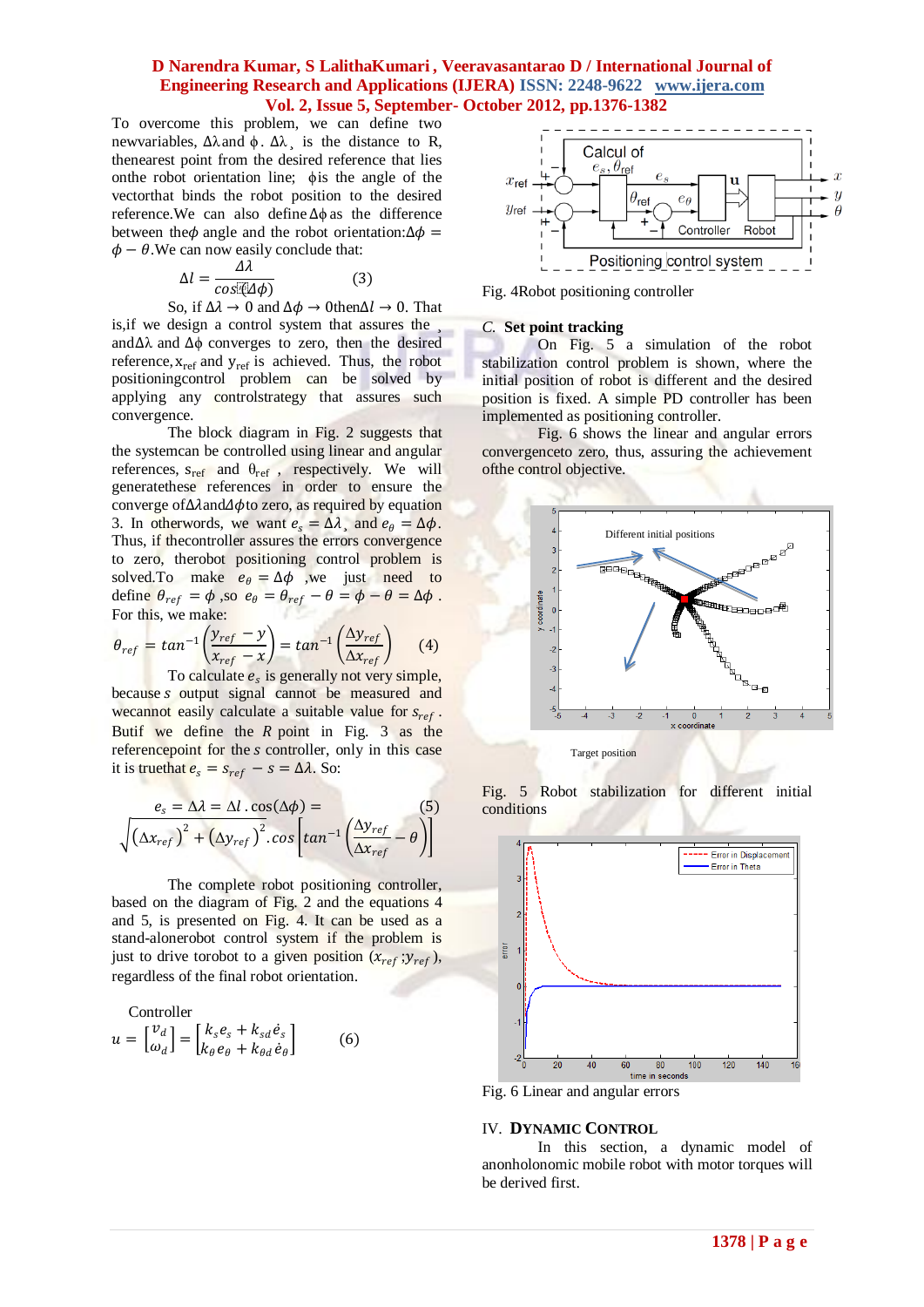To overcome this problem, we can define two newvariables, $\Delta\lambda$ and $\phi$. $\Delta\lambda$, is the distance to R, thenearest point from the desired reference that lies onthe robot orientation line; $\phi$ is the angle of the vectorthat binds the robot position to the desired reference.We can also define $\Delta\phi$ as the difference between the $\phi$ angle and the robot orientation: $\Delta\phi = \phi - \theta$. We can now easily conclude that:

$$\Delta l = \frac{\Delta\lambda}{\cos(\Delta\phi)} \qquad (3)$$

So, if $\Delta\lambda \to 0$ and $\Delta\phi \to 0$ then $\Delta l \to 0$. That is,if we design a control system that assures the , and $\Delta\lambda$ and $\Delta\phi$ converges to zero, then the desired reference, $x_{ref}$ and $y_{ref}$ is achieved. Thus, the robot positioningcontrol problem can be solved by applying any controlstrategy that assures such convergence.

The block diagram in Fig. 2 suggests that the systemcan be controlled using linear and angular references, $s_{ref}$ and $\theta_{ref}$, respectively. We will generatethese references in order to ensure the converge of $\Delta\lambda$ and $\Delta\phi$ to zero, as required by equation 3. In otherwords, we want $e_s = \Delta\lambda$, and $e_\theta = \Delta\phi$. Thus, if thecontroller assures the error convergence to zero, therobot positioning control problem is solved.To make $e_\theta = \Delta\phi$ ,we just need to define $\theta_{ref} = \phi$ ,so $e_\theta = \theta_{ref} - \theta = \phi - \theta = \Delta\phi$ . For this, we make:

$$\theta_{ref} = \tan^{-1}\left(\frac{y_{ref} - y}{x_{ref} - x}\right) = \tan^{-1}\left(\frac{\Delta y_{ref}}{\Delta x_{ref}}\right) \qquad (4)$$

To calculate $e_s$ is generally not very simple, because $s$ output signal cannot be measured and wecannot easily calculate a suitable value for $s_{ref}$ . Butif we define the $R$ point in Fig. 3 as the referencepoint for the $s$ controller, only in this case it is truethat $e_s = s_{ref} - s = \Delta\lambda$. So:

$$e_s = \Delta\lambda = \Delta l . \cos(\Delta\phi) = \sqrt{\left(\Delta x_{ref}\right)^2 + \left(\Delta y_{ref}\right)^2} . \cos\left[\tan^{-1}\left(\frac{\Delta y_{ref}}{\Delta x_{ref}} - \theta\right)\right] \qquad (5)$$

The complete robot positioning controller, based on the diagram of Fig. 2 and the equations 4 and 5, is presented on Fig. 4. It can be used as a stand-alonerobot control system if the problem is just to drive torobot to a given position $(x_{ref}; y_{ref})$, regardless of the final robot orientation.

Controller

$$u = \begin{bmatrix} v_d \\ \omega_d \end{bmatrix} = \begin{bmatrix} k_s e_s + k_{sd} \dot{e}_s \\ k_\theta e_\theta + k_{\theta d} \dot{e}_\theta \end{bmatrix} \qquad (6)$$

Fig. 4Robot positioning controller

### C. Set point tracking

On Fig. 5 a simulation of the robot stabilization control problem is shown, where the initial position of robot is different and the desired position is fixed. A simple PD controller has been implemented as positioning controller.

Fig. 6 shows the linear and angular errors convergenceto zero, thus, assuring the achievement ofthe control objective.

Fig. 5 Robot stabilization for different initial conditions

Fig. 6 Linear and angular errors

## IV. DYNAMIC CONTROL

In this section, a dynamic model of anonholonomic mobile robot with motor torques will be derived first.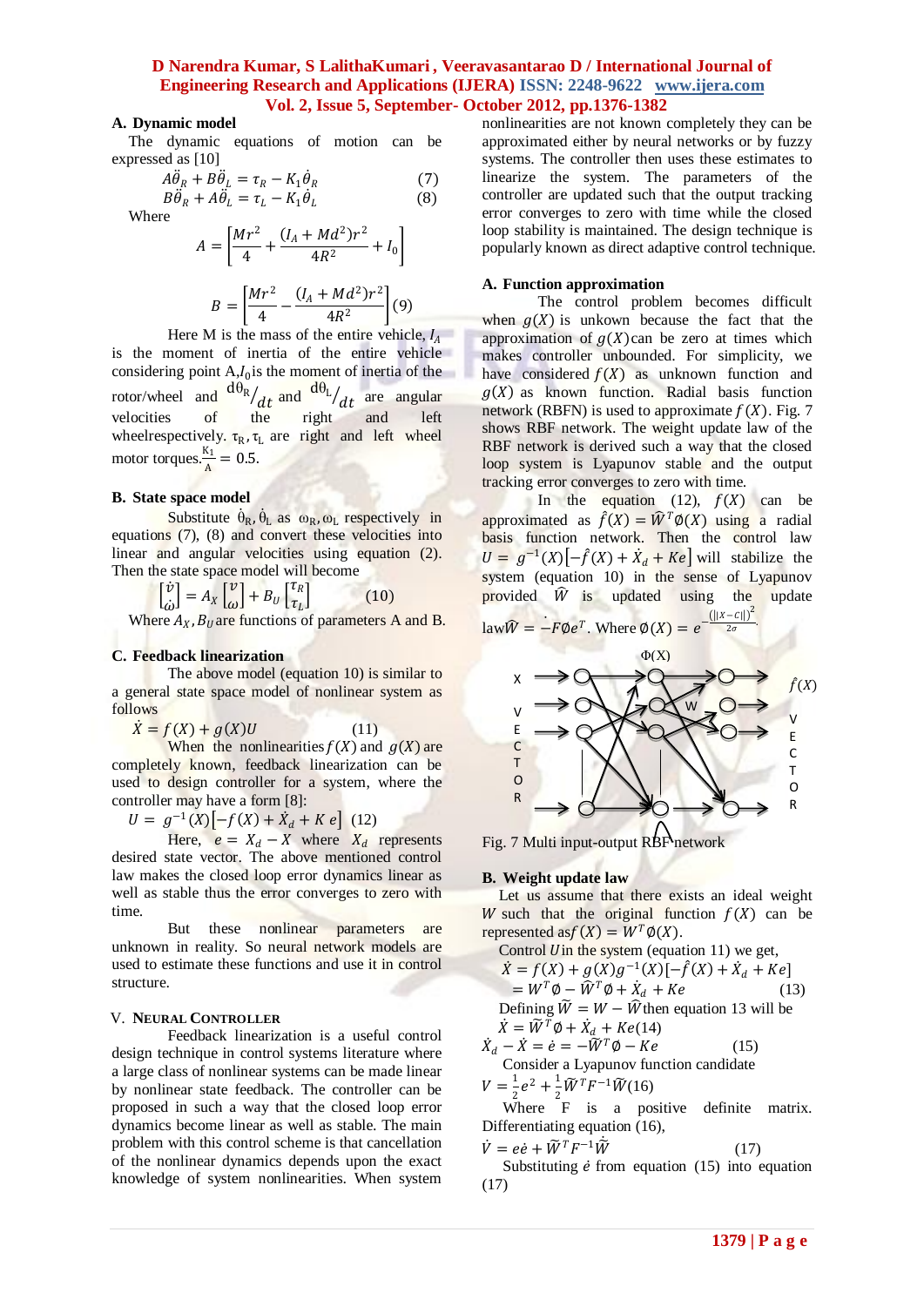### A. Dynamic model

The dynamic equations of motion can be expressed as [10]

$$A\ddot{\theta}_R + B\ddot{\theta}_L = \tau_R - K_1\dot{\theta}_R \qquad (7)$$

$$B\ddot{\theta}_R + A\ddot{\theta}_L = \tau_L - K_1\dot{\theta}_L \qquad (8)$$

Where

$$A = \left[\frac{Mr^2}{4} + \frac{(I_A + Md^2)r^2}{4R^2} + I_0\right]$$

$$B = \left[\frac{Mr^2}{4} - \frac{(I_A + Md^2)r^2}{4R^2}\right] \quad (9)$$

Here M is the mass of the entire vehicle, $I_A$ is the moment of inertia of the entire vehicle considering point A,$I_0$is the moment of inertia of the rotor/wheel and $^{d\theta_R}/_{dt}$ and $^{d\theta_L}/_{dt}$ are angular velocities of the right and left wheelrespectively. $\tau_R, \tau_L$ are right and left wheel motor torques.$\frac{K_1}{A} = 0.5$.

### B. State space model

Substitute $\dot{\theta}_R, \dot{\theta}_L$ as $\omega_R, \omega_L$ respectively in equations (7), (8) and convert these velocities into linear and angular velocities using equation (2). Then the state space model will become

$$\begin{bmatrix}\dot{v}\\ \dot{\omega}\end{bmatrix} = A_X\begin{bmatrix}v\\ \omega\end{bmatrix} + B_U\begin{bmatrix}\tau_R\\ \tau_L\end{bmatrix} \qquad (10)$$

Where $A_X, B_U$ are functions of parameters A and B.

### C. Feedback linearization

The above model (equation 10) is similar to a general state space model of nonlinear system as follows

$$\dot{X} = f(X) + g(X)U \qquad (11)$$

When the nonlinearities $f(X)$ and $g(X)$ are completely known, feedback linearization can be used to design controller for a system, where the controller may have a form [8]:

$$U = g^{-1}(X)\left[-f(X) + \dot{X}_d + K\, e\right] \quad (12)$$

Here, $e = X_d - X$ where $X_d$ represents desired state vector. The above mentioned control law makes the closed loop error dynamics linear as well as stable thus the error converges to zero with time.

But these nonlinear parameters are unknown in reality. So neural network models are used to estimate these functions and use it in control structure.

## V. NEURAL CONTROLLER

Feedback linearization is a useful control design technique in control systems literature where a large class of nonlinear systems can be made linear by nonlinear state feedback. The controller can be proposed in such a way that the closed loop error dynamics become linear as well as stable. The main problem with this control scheme is that cancellation of the nonlinear dynamics depends upon the exact knowledge of system nonlinearities. When system nonlinearities are not known completely they can be approximated either by neural networks or by fuzzy systems. The controller then uses these estimates to linearize the system. The parameters of the controller are updated such that the output tracking error converges to zero with time while the closed loop stability is maintained. The design technique is popularly known as direct adaptive control technique.

### A. Function approximation

The control problem becomes difficult when $g(X)$ is unkown because the fact that the approximation of $g(X)$can be zero at times which makes controller unbounded. For simplicity, we have considered $f(X)$ as unknown function and $g(X)$ as known function. Radial basis function network (RBFN) is used to approximate $f(X)$. Fig. 7 shows RBF network. The weight update law of the RBF network is derived such a way that the closed loop system is Lyapunov stable and the output tracking error converges to zero with time.

In the equation (12), $f(X)$ can be approximated as $\hat{f}(X) = \widehat{W}^T\phi(X)$ using a radial basis function network. Then the control law $U = g^{-1}(X)\left[-\hat{f}(X) + \dot{X}_d + Ke\right]$ will stabilize the system (equation 10) in the sense of Lyapunov provided $\widehat{W}$ is updated using the update law$\dot{\widehat{W}} = -F\phi e^T$. Where $\phi(X) = e^{-\frac{(\|X-c\|)^2}{2\sigma}}$.

Fig. 7 Multi input-output RBF network

### B. Weight update law

Let us assume that there exists an ideal weight $W$ such that the original function $f(X)$ can be represented as$f(X) = W^T\phi(X)$.

Control $U$in the system (equation 11) we get,

$$\dot{X} = f(X) + g(X)g^{-1}(X)\left[-\hat{f}(X) + \dot{X}_d + Ke\right]$$

$$= W^T\phi - \widehat{W}^T\phi + \dot{X}_d + Ke \qquad (13)$$

Defining $\widetilde{W} = W - \widehat{W}$then equation 13 will be

$$\dot{X} = \widetilde{W}^T\phi + \dot{X}_d + Ke \quad (14)$$

$$\dot{X}_d - \dot{X} = \dot{e} = -\widetilde{W}^T\phi - Ke \qquad (15)$$

Consider a Lyapunov function candidate

$$V = \frac{1}{2}e^2 + \frac{1}{2}\widetilde{W}^T F^{-1}\widetilde{W} \quad (16)$$

Where F is a positive definite matrix. Differentiating equation (16),

$$\dot{V} = e\dot{e} + \widetilde{W}^T F^{-1}\dot{\widetilde{W}} \qquad (17)$$

Substituting $\dot{e}$ from equation (15) into equation (17)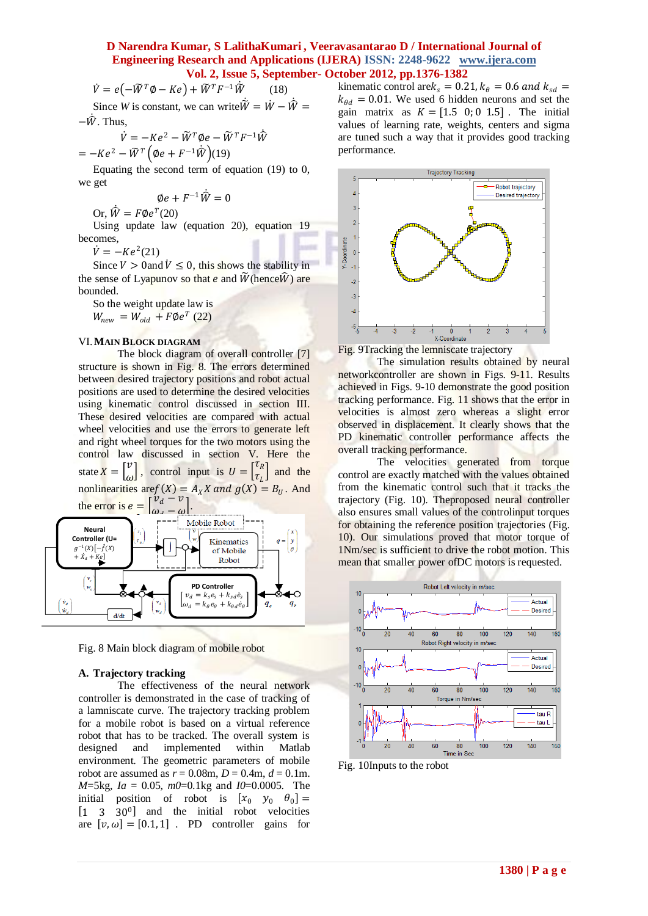$$\dot{V} = e\left(-\widetilde{W}^T\emptyset - Ke\right) + \widetilde{W}^T F^{-1}\dot{\widetilde{W}} \qquad (18)$$

Since $W$ is constant, we can write $\dot{\widetilde{W}} = \dot{W} - \dot{\widehat{W}} = -\dot{\widehat{W}}$. Thus,

$$\dot{V} = -Ke^2 - \widetilde{W}^T\emptyset e - \widetilde{W}^T F^{-1}\dot{\widehat{W}}$$

$$= -Ke^2 - \widetilde{W}^T\left(\emptyset e + F^{-1}\dot{\widehat{W}}\right) \qquad (19)$$

Equating the second term of equation (19) to 0, we get

$$\emptyset e + F^{-1}\dot{\widehat{W}} = 0$$

Or, $\dot{\widehat{W}} = F\emptyset e^T$ (20)

Using update law (equation 20), equation 19 becomes,

$\dot{V} = -Ke^2$ (21)

Since $V > 0$ and $\dot{V} \leq 0$, this shows the stability in the sense of Lyapunov so that $e$ and $\widetilde{W}$ (hence $\widehat{W}$) are bounded.

So the weight update law is

$W_{new} = W_{old} + F\emptyset e^T$ (22)

## VI. Main Block Diagram

The block diagram of overall controller [7] structure is shown in Fig. 8. The errors determined between desired trajectory positions and robot actual positions are used to determine the desired velocities using kinematic control discussed in section III. These desired velocities are compared with actual left and right wheel velocities and use the errors to generate left and right wheel torques for the two motors using the control law discussed in section V. Here the state $X = \begin{bmatrix} v \\ \omega \end{bmatrix}$, control input is $U = \begin{bmatrix} \tau_R \\ \tau_L \end{bmatrix}$ and the nonlinearities are $f(X) = A_X X$ and $g(X) = B_U$. And the error is $e = \begin{bmatrix} v_d - v \\ \omega_d - \omega \end{bmatrix}$.

Fig. 8 Main block diagram of mobile robot

### A. Trajectory tracking

The effectiveness of the neural network controller is demonstrated in the case of tracking of a lamniscate curve. The trajectory tracking problem for a mobile robot is based on a virtual reference robot that has to be tracked. The overall system is designed and implemented within Matlab environment. The geometric parameters of mobile robot are assumed as $r = 0.08$m, $d = 0.1$m. $M$=5kg, $Ia$ = 0.05, $m0$=0.1kg and $I0$=0.0005. The initial position of robot is $[x_0 \quad y_0 \quad \theta_0] = [1 \quad 3 \quad 30^0]$ and the initial robot velocities are $[v, \omega] = [0.1, 1]$ . PD controller gains for kinematic control are $k_s = 0.21, k_\theta = 0.6$ and $k_{sd} = k_{\theta d} = 0.01$. We used 6 hidden neurons and set the gain matrix as $K = [1.5 \quad 0; 0 \quad 1.5]$ . The initial values of learning rate, weights, centers and sigma are tuned such a way that it provides good tracking performance.

Fig. 9Tracking the lemniscate trajectory

The simulation results obtained by neural networkcontroller are shown in Figs. 9-11. Results achieved in Figs. 9-10 demonstrate the good position tracking performance. Fig. 11 shows that the error in velocities is almost zero whereas a slight error observed in displacement. It clearly shows that the PD kinematic controller performance affects the overall tracking performance.

The velocities generated from torque control are exactly matched with the values obtained from the kinematic control such that it tracks the trajectory (Fig. 10). Theproposed neural controller also ensures small values of the controlinput torques for obtaining the reference position trajectories (Fig. 10). Our simulations proved that motor torque of 1Nm/sec is sufficient to drive the robot motion. This mean that smaller power ofDC motors is requested.

Fig. 10Inputs to the robot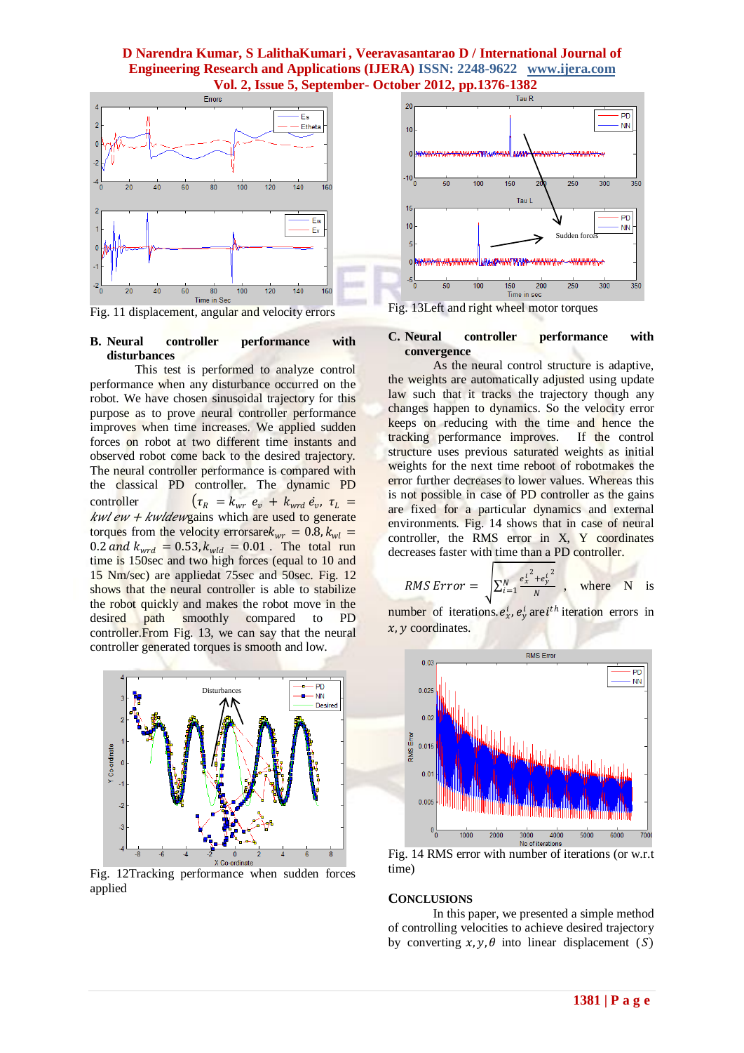Fig. 11 displacement, angular and velocity errors

### B. Neural controller performance with disturbances

This test is performed to analyze control performance when any disturbance occurred on the robot. We have chosen sinusoidal trajectory for this purpose as to prove neural controller performance improves when time increases. We applied sudden forces on robot at two different time instants and observed robot come back to the desired trajectory. The neural controller performance is compared with the classical PD controller. The dynamic PD controller $(\tau_R = k_{wr}\ e_v + k_{wrd}\ \dot{e_v},\ \tau_L = kwl\ ew + kwldew$gains which are used to generate torques from the velocity errorsare$k_{wr} = 0.8, k_{wl} = 0.2\ and\ k_{wrd} = 0.53, k_{wld} = 0.01$. The total run time is 150sec and two high forces (equal to 10 and 15 Nm/sec) are appliedat 75sec and 50sec. Fig. 12 shows that the neural controller is able to stabilize the robot quickly and makes the robot move in the desired path smoothly compared to PD controller.From Fig. 13, we can say that the neural controller generated torques is smooth and low.

Fig. 12Tracking performance when sudden forces applied

Fig. 13Left and right wheel motor torques

### C. Neural controller performance with convergence

As the neural control structure is adaptive, the weights are automatically adjusted using update law such that it tracks the trajectory though any changes happen to dynamics. So the velocity error keeps on reducing with the time and hence the tracking performance improves. If the control structure uses previous saturated weights as initial weights for the next time reboot of robotmakes the error further decreases to lower values. Whereas this is not possible in case of PD controller as the gains are fixed for a particular dynamics and external environments. Fig. 14 shows that in case of neural controller, the RMS error in X, Y coordinates decreases faster with time than a PD controller.

$RMS\ Error = \sqrt{\sum_{i=1}^{N} \frac{{e_x^i}^2 + {e_y^i}^2}{N}}$, where N is number of iterations.$e_x^i, e_y^i$ are$i^{th}$ iteration errors in $x, y$ coordinates.

Fig. 14 RMS error with number of iterations (or w.r.t time)

## CONCLUSIONS

In this paper, we presented a simple method of controlling velocities to achieve desired trajectory by converting $x, y, \theta$ into linear displacement $(S)$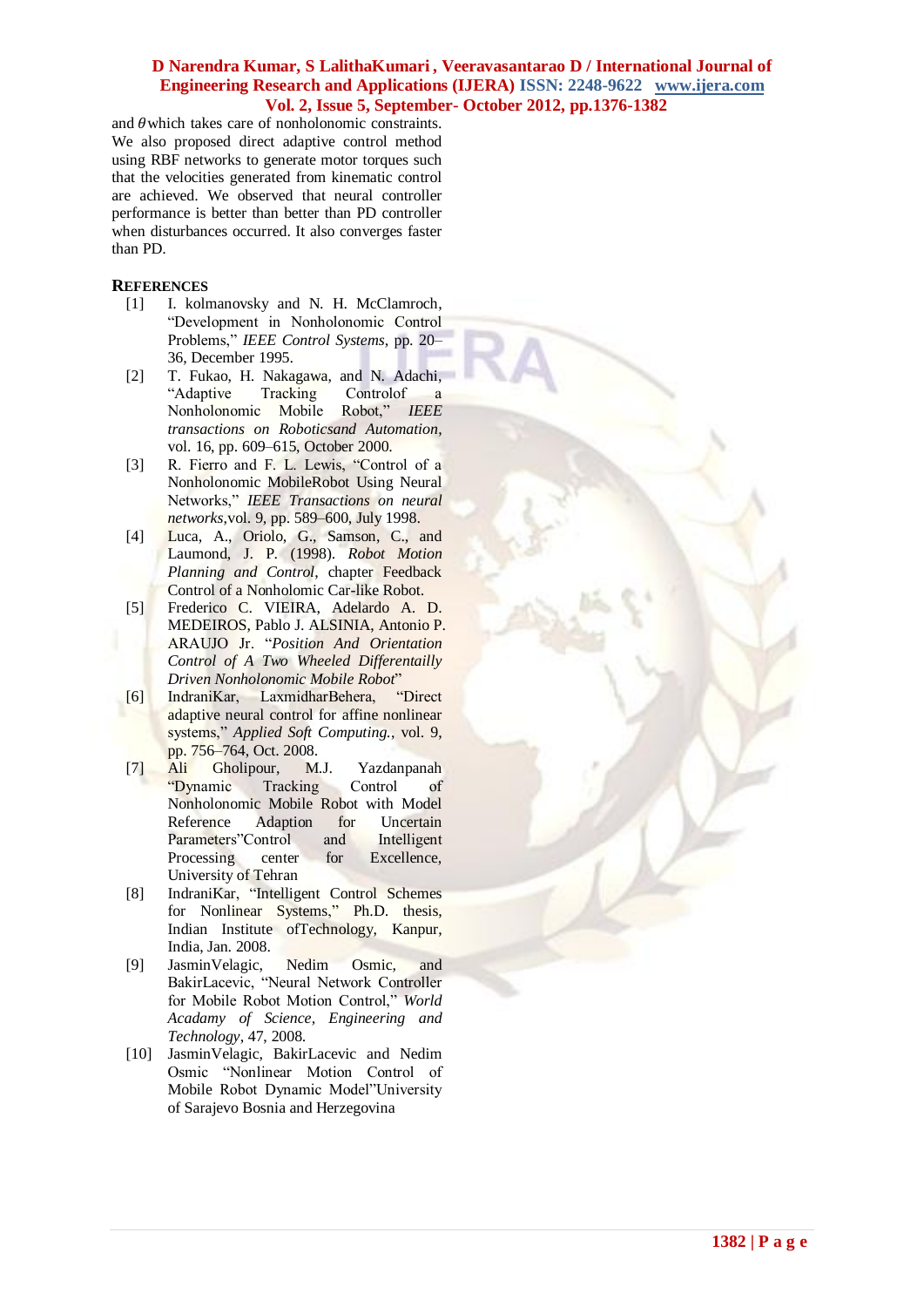and $\theta$ which takes care of nonholonomic constraints. We also proposed direct adaptive control method using RBF networks to generate motor torques such that the velocities generated from kinematic control are achieved. We observed that neural controller performance is better than better than PD controller when disturbances occurred. It also converges faster than PD.

## REFERENCES

[1] I. kolmanovsky and N. H. McClamroch, "Development in Nonholonomic Control Problems," *IEEE Control Systems*, pp. 20–36, December 1995.

[2] T. Fukao, H. Nakagawa, and N. Adachi, "Adaptive Tracking Controlof a Nonholonomic Mobile Robot," *IEEE transactions on Roboticsand Automation*, vol. 16, pp. 609–615, October 2000.

[3] R. Fierro and F. L. Lewis, "Control of a Nonholonomic MobileRobot Using Neural Networks," *IEEE Transactions on neural networks*,vol. 9, pp. 589–600, July 1998.

[4] Luca, A., Oriolo, G., Samson, C., and Laumond, J. P. (1998). *Robot Motion Planning and Control*, chapter Feedback Control of a Nonholomic Car-like Robot.

[5] Frederico C. VIEIRA, Adelardo A. D. MEDEIROS, Pablo J. ALSINIA, Antonio P. ARAUJO Jr. "*Position And Orientation Control of A Two Wheeled Differentailly Driven Nonholonomic Mobile Robot*"

[6] IndraniKar, LaxmidharBehera, "Direct adaptive neural control for affine nonlinear systems," *Applied Soft Computing.*, vol. 9, pp. 756–764, Oct. 2008.

[7] Ali Gholipour, M.J. Yazdanpanah "Dynamic Tracking Control of Nonholonomic Mobile Robot with Model Reference Adaption for Uncertain Parameters"Control and Intelligent Processing center for Excellence, University of Tehran

[8] IndraniKar, "Intelligent Control Schemes for Nonlinear Systems," Ph.D. thesis, Indian Institute ofTechnology, Kanpur, India, Jan. 2008.

[9] JasminVelagic, Nedim Osmic, and BakirLacevic, "Neural Network Controller for Mobile Robot Motion Control," *World Acadamy of Science, Engineering and Technology*, 47, 2008.

[10] JasminVelagic, BakirLacevic and Nedim Osmic "Nonlinear Motion Control of Mobile Robot Dynamic Model"University of Sarajevo Bosnia and Herzegovina